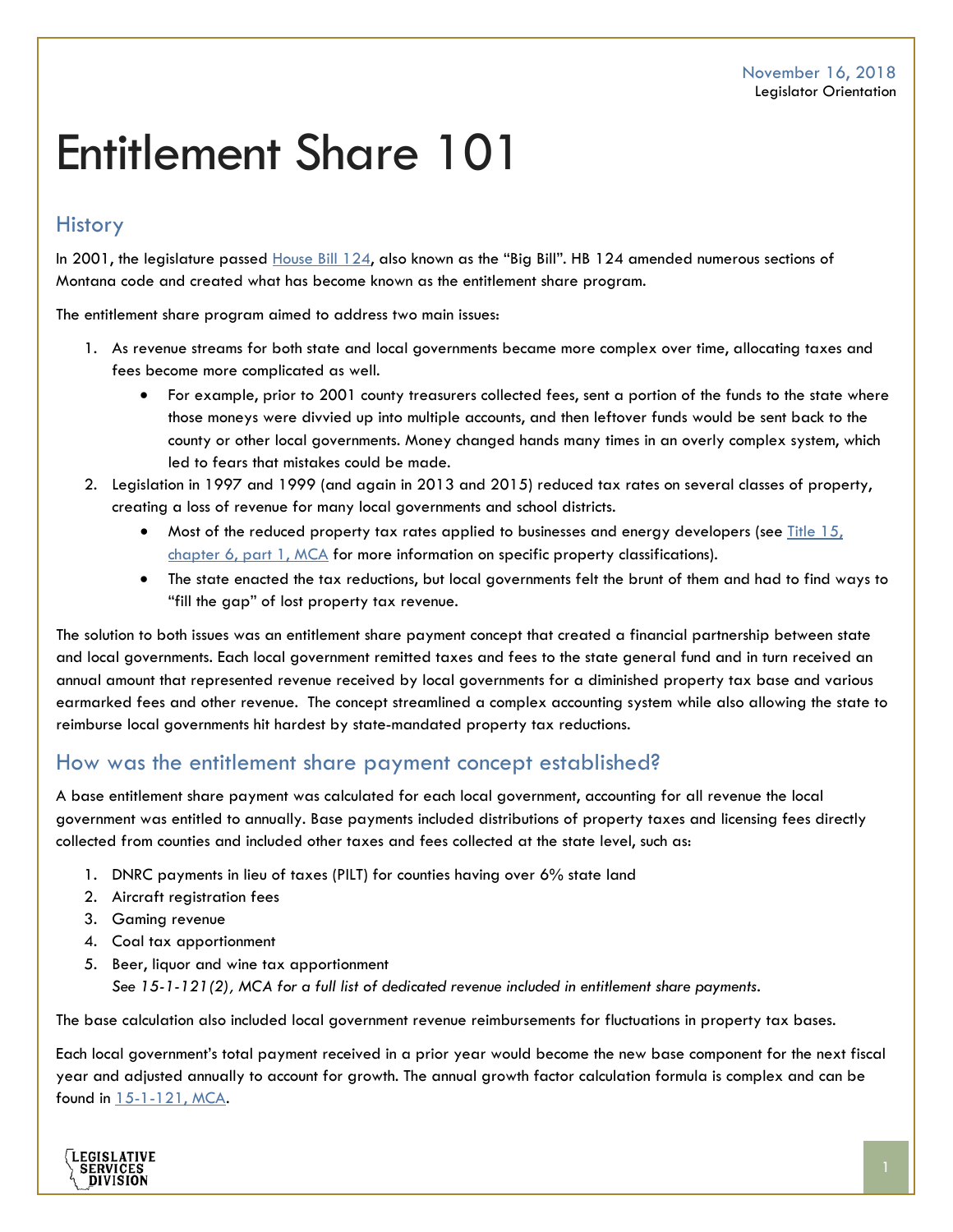November 16, 2018
Legislator Orientation

# Entitlement Share 101

## History

In 2001, the legislature passed House Bill 124, also known as the "Big Bill". HB 124 amended numerous sections of Montana code and created what has become known as the entitlement share program.

The entitlement share program aimed to address two main issues:

1. As revenue streams for both state and local governments became more complex over time, allocating taxes and fees become more complicated as well.
   - For example, prior to 2001 county treasurers collected fees, sent a portion of the funds to the state where those moneys were divvied up into multiple accounts, and then leftover funds would be sent back to the county or other local governments. Money changed hands many times in an overly complex system, which led to fears that mistakes could be made.
2. Legislation in 1997 and 1999 (and again in 2013 and 2015) reduced tax rates on several classes of property, creating a loss of revenue for many local governments and school districts.
   - Most of the reduced property tax rates applied to businesses and energy developers (see Title 15, chapter 6, part 1, MCA for more information on specific property classifications).
   - The state enacted the tax reductions, but local governments felt the brunt of them and had to find ways to "fill the gap" of lost property tax revenue.

The solution to both issues was an entitlement share payment concept that created a financial partnership between state and local governments. Each local government remitted taxes and fees to the state general fund and in turn received an annual amount that represented revenue received by local governments for a diminished property tax base and various earmarked fees and other revenue. The concept streamlined a complex accounting system while also allowing the state to reimburse local governments hit hardest by state-mandated property tax reductions.

## How was the entitlement share payment concept established?

A base entitlement share payment was calculated for each local government, accounting for all revenue the local government was entitled to annually. Base payments included distributions of property taxes and licensing fees directly collected from counties and included other taxes and fees collected at the state level, such as:

1. DNRC payments in lieu of taxes (PILT) for counties having over 6% state land
2. Aircraft registration fees
3. Gaming revenue
4. Coal tax apportionment
5. Beer, liquor and wine tax apportionment
   *See 15-1-121(2), MCA for a full list of dedicated revenue included in entitlement share payments.*

The base calculation also included local government revenue reimbursements for fluctuations in property tax bases.

Each local government's total payment received in a prior year would become the new base component for the next fiscal year and adjusted annually to account for growth. The annual growth factor calculation formula is complex and can be found in 15-1-121, MCA.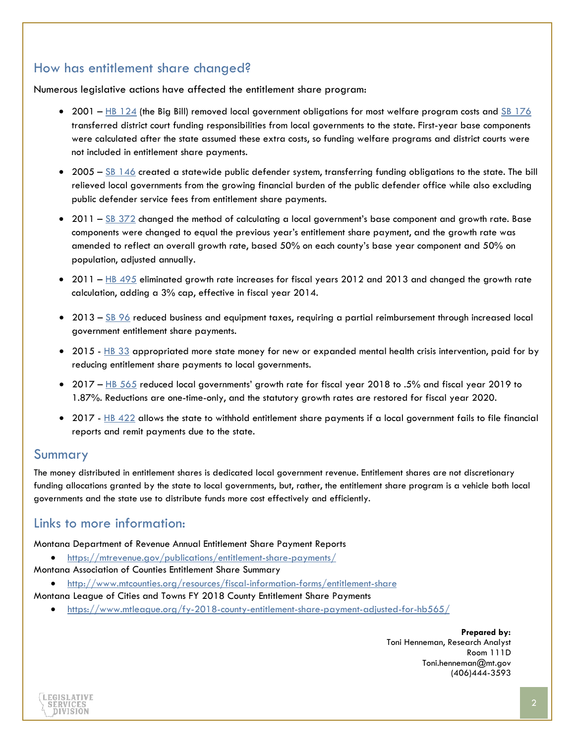## How has entitlement share changed?

Numerous legislative actions have affected the entitlement share program:

- 2001 – HB 124 (the Big Bill) removed local government obligations for most welfare program costs and SB 176 transferred district court funding responsibilities from local governments to the state. First-year base components were calculated after the state assumed these extra costs, so funding welfare programs and district courts were not included in entitlement share payments.
- 2005 – SB 146 created a statewide public defender system, transferring funding obligations to the state. The bill relieved local governments from the growing financial burden of the public defender office while also excluding public defender service fees from entitlement share payments.
- 2011 – SB 372 changed the method of calculating a local government's base component and growth rate. Base components were changed to equal the previous year's entitlement share payment, and the growth rate was amended to reflect an overall growth rate, based 50% on each county's base year component and 50% on population, adjusted annually.
- 2011 – HB 495 eliminated growth rate increases for fiscal years 2012 and 2013 and changed the growth rate calculation, adding a 3% cap, effective in fiscal year 2014.
- 2013 – SB 96 reduced business and equipment taxes, requiring a partial reimbursement through increased local government entitlement share payments.
- 2015 - HB 33 appropriated more state money for new or expanded mental health crisis intervention, paid for by reducing entitlement share payments to local governments.
- 2017 – HB 565 reduced local governments' growth rate for fiscal year 2018 to .5% and fiscal year 2019 to 1.87%. Reductions are one-time-only, and the statutory growth rates are restored for fiscal year 2020.
- 2017 - HB 422 allows the state to withhold entitlement share payments if a local government fails to file financial reports and remit payments due to the state.

## Summary

The money distributed in entitlement shares is dedicated local government revenue. Entitlement shares are not discretionary funding allocations granted by the state to local governments, but, rather, the entitlement share program is a vehicle both local governments and the state use to distribute funds more cost effectively and efficiently.

## Links to more information:

Montana Department of Revenue Annual Entitlement Share Payment Reports

- https://mtrevenue.gov/publications/entitlement-share-payments/

Montana Association of Counties Entitlement Share Summary

- http://www.mtcounties.org/resources/fiscal-information-forms/entitlement-share

Montana League of Cities and Towns FY 2018 County Entitlement Share Payments

- https://www.mtleague.org/fy-2018-county-entitlement-share-payment-adjusted-for-hb565/

**Prepared by:**
Toni Henneman, Research Analyst
Room 111D
Toni.henneman@mt.gov
(406)444-3593

LEGISLATIVE SERVICES DIVISION